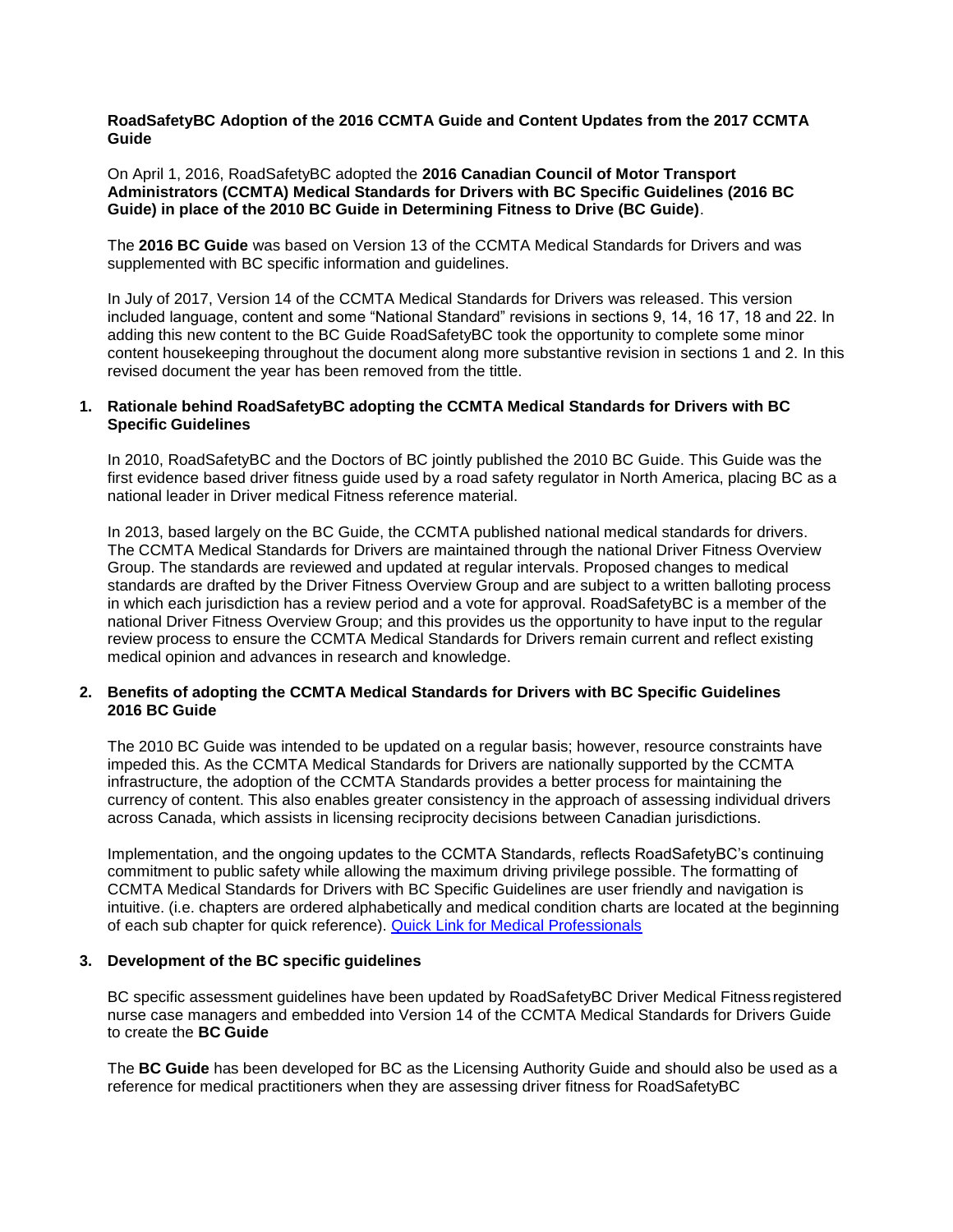**RoadSafetyBC Adoption of the 2016 CCMTA Guide and Content Updates from the 2017 CCMTA Guide**

On April 1, 2016, RoadSafetyBC adopted the **2016 Canadian Council of Motor Transport Administrators (CCMTA) Medical Standards for Drivers with BC Specific Guidelines (2016 BC Guide) in place of the 2010 BC Guide in Determining Fitness to Drive (BC Guide)**.

The **2016 BC Guide** was based on Version 13 of the CCMTA Medical Standards for Drivers and was supplemented with BC specific information and guidelines.

In July of 2017, Version 14 of the CCMTA Medical Standards for Drivers was released. This version included language, content and some "National Standard" revisions in sections 9, 14, 16 17, 18 and 22. In adding this new content to the BC Guide RoadSafetyBC took the opportunity to complete some minor content housekeeping throughout the document along more substantive revision in sections 1 and 2. In this revised document the year has been removed from the tittle.

## 1. Rationale behind RoadSafetyBC adopting the CCMTA Medical Standards for Drivers with BC Specific Guidelines

In 2010, RoadSafetyBC and the Doctors of BC jointly published the 2010 BC Guide. This Guide was the first evidence based driver fitness guide used by a road safety regulator in North America, placing BC as a national leader in Driver medical Fitness reference material.

In 2013, based largely on the BC Guide, the CCMTA published national medical standards for drivers. The CCMTA Medical Standards for Drivers are maintained through the national Driver Fitness Overview Group. The standards are reviewed and updated at regular intervals. Proposed changes to medical standards are drafted by the Driver Fitness Overview Group and are subject to a written balloting process in which each jurisdiction has a review period and a vote for approval. RoadSafetyBC is a member of the national Driver Fitness Overview Group; and this provides us the opportunity to have input to the regular review process to ensure the CCMTA Medical Standards for Drivers remain current and reflect existing medical opinion and advances in research and knowledge.

## 2. Benefits of adopting the CCMTA Medical Standards for Drivers with BC Specific Guidelines 2016 BC Guide

The 2010 BC Guide was intended to be updated on a regular basis; however, resource constraints have impeded this. As the CCMTA Medical Standards for Drivers are nationally supported by the CCMTA infrastructure, the adoption of the CCMTA Standards provides a better process for maintaining the currency of content. This also enables greater consistency in the approach of assessing individual drivers across Canada, which assists in licensing reciprocity decisions between Canadian jurisdictions.

Implementation, and the ongoing updates to the CCMTA Standards, reflects RoadSafetyBC's continuing commitment to public safety while allowing the maximum driving privilege possible. The formatting of CCMTA Medical Standards for Drivers with BC Specific Guidelines are user friendly and navigation is intuitive. (i.e. chapters are ordered alphabetically and medical condition charts are located at the beginning of each sub chapter for quick reference). [Quick Link for Medical Professionals]

## 3. Development of the BC specific guidelines

BC specific assessment guidelines have been updated by RoadSafetyBC Driver Medical Fitness registered nurse case managers and embedded into Version 14 of the CCMTA Medical Standards for Drivers Guide to create the **BC Guide**

The **BC Guide** has been developed for BC as the Licensing Authority Guide and should also be used as a reference for medical practitioners when they are assessing driver fitness for RoadSafetyBC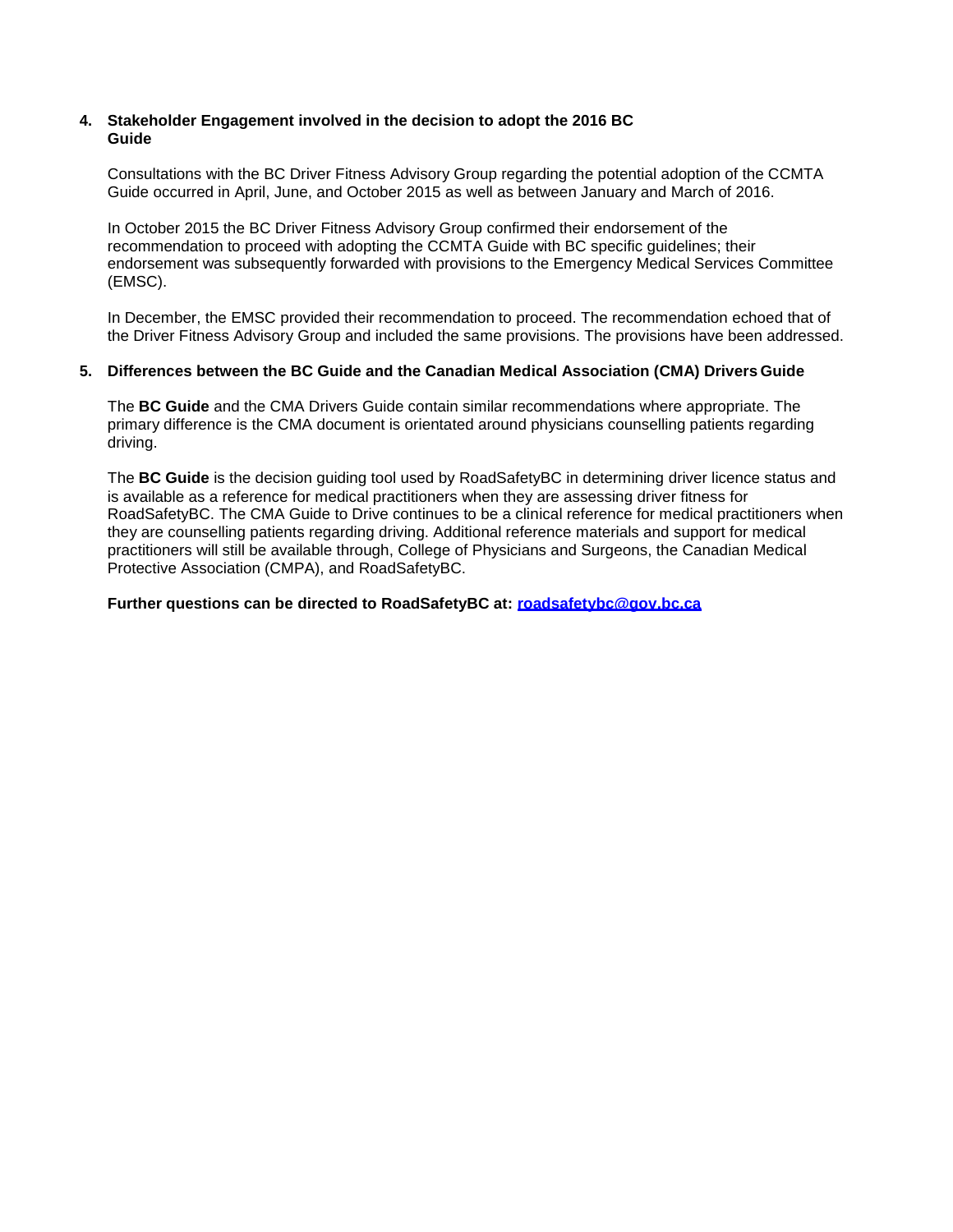## 4. Stakeholder Engagement involved in the decision to adopt the 2016 BC Guide

Consultations with the BC Driver Fitness Advisory Group regarding the potential adoption of the CCMTA Guide occurred in April, June, and October 2015 as well as between January and March of 2016.

In October 2015 the BC Driver Fitness Advisory Group confirmed their endorsement of the recommendation to proceed with adopting the CCMTA Guide with BC specific guidelines; their endorsement was subsequently forwarded with provisions to the Emergency Medical Services Committee (EMSC).

In December, the EMSC provided their recommendation to proceed. The recommendation echoed that of the Driver Fitness Advisory Group and included the same provisions. The provisions have been addressed.

## 5. Differences between the BC Guide and the Canadian Medical Association (CMA) Drivers Guide

The **BC Guide** and the CMA Drivers Guide contain similar recommendations where appropriate. The primary difference is the CMA document is orientated around physicians counselling patients regarding driving.

The **BC Guide** is the decision guiding tool used by RoadSafetyBC in determining driver licence status and is available as a reference for medical practitioners when they are assessing driver fitness for RoadSafetyBC. The CMA Guide to Drive continues to be a clinical reference for medical practitioners when they are counselling patients regarding driving. Additional reference materials and support for medical practitioners will still be available through, College of Physicians and Surgeons, the Canadian Medical Protective Association (CMPA), and RoadSafetyBC.

**Further questions can be directed to RoadSafetyBC at: roadsafetybc@gov.bc.ca**